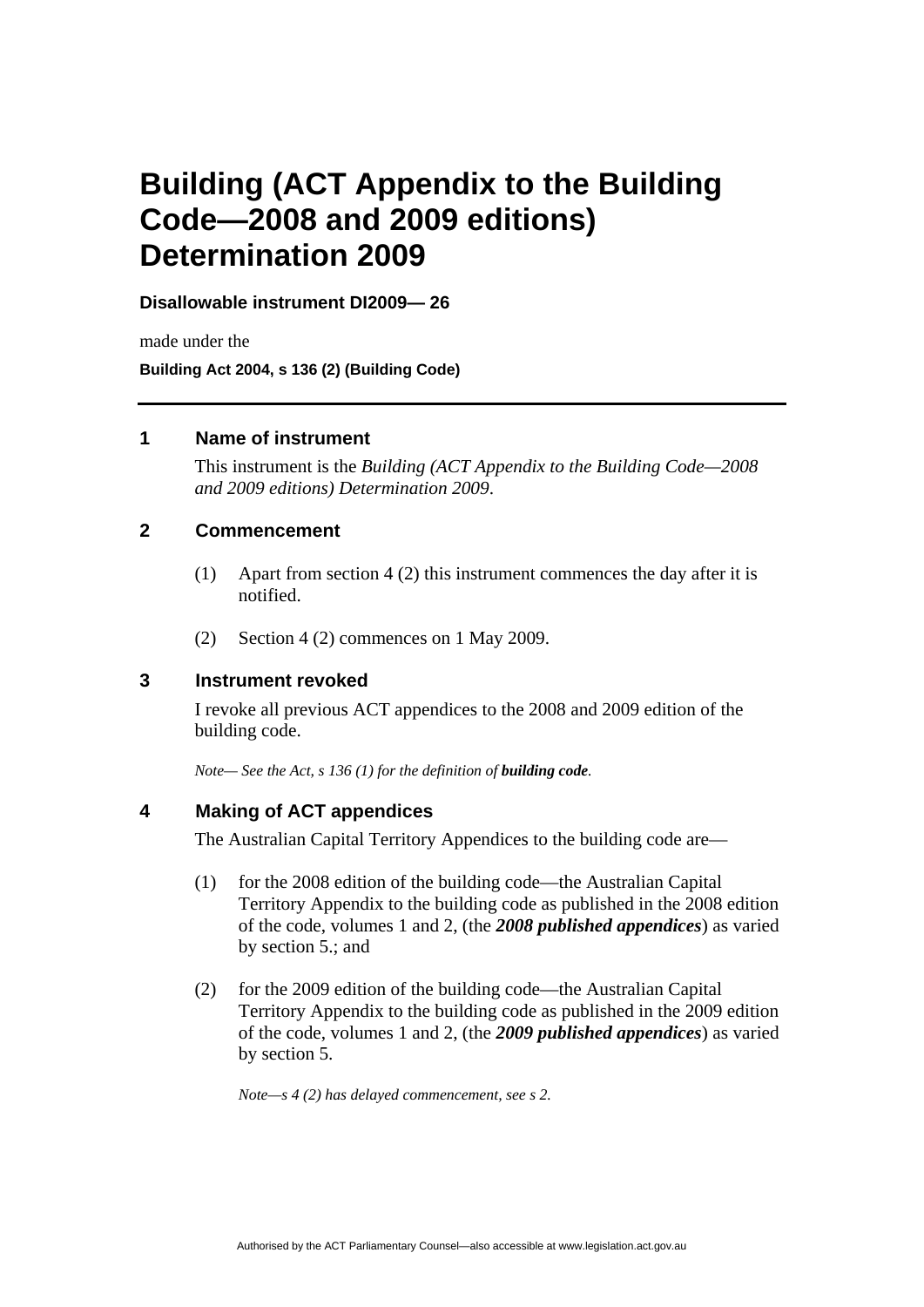# Building (ACT Appendix to the Building Code—2008 and 2009 editions) Determination 2009

**Disallowable instrument DI2009— 26**

made under the

**Building Act 2004, s 136 (2) (Building Code)**

---

## 1 Name of instrument

This instrument is the *Building (ACT Appendix to the Building Code—2008 and 2009 editions) Determination 2009*.

## 2 Commencement

(1) Apart from section 4 (2) this instrument commences the day after it is notified.

(2) Section 4 (2) commences on 1 May 2009.

## 3 Instrument revoked

I revoke all previous ACT appendices to the 2008 and 2009 edition of the building code.

*Note— See the Act, s 136 (1) for the definition of **building code**.*

## 4 Making of ACT appendices

The Australian Capital Territory Appendices to the building code are—

(1) for the 2008 edition of the building code—the Australian Capital Territory Appendix to the building code as published in the 2008 edition of the code, volumes 1 and 2, (the ***2008 published appendices***) as varied by section 5.; and

(2) for the 2009 edition of the building code—the Australian Capital Territory Appendix to the building code as published in the 2009 edition of the code, volumes 1 and 2, (the ***2009 published appendices***) as varied by section 5.

*Note—s 4 (2) has delayed commencement, see s 2.*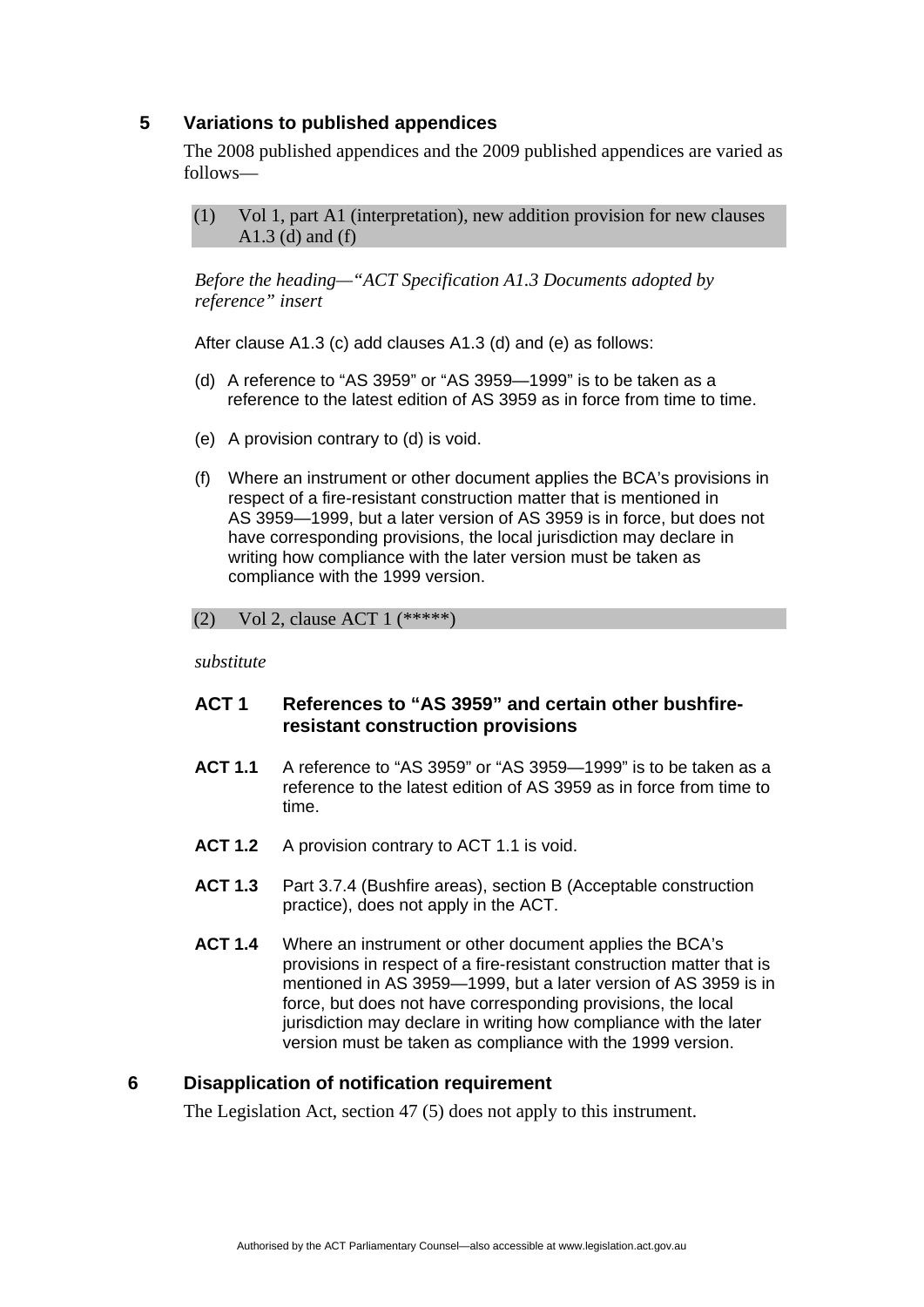## 5 Variations to published appendices

The 2008 published appendices and the 2009 published appendices are varied as follows—

**(1) Vol 1, part A1 (interpretation), new addition provision for new clauses A1.3 (d) and (f)**

*Before the heading—"ACT Specification A1.3 Documents adopted by reference" insert*

After clause A1.3 (c) add clauses A1.3 (d) and (e) as follows:

(d) A reference to "AS 3959" or "AS 3959—1999" is to be taken as a reference to the latest edition of AS 3959 as in force from time to time.

(e) A provision contrary to (d) is void.

(f) Where an instrument or other document applies the BCA's provisions in respect of a fire-resistant construction matter that is mentioned in AS 3959—1999, but a later version of AS 3959 is in force, but does not have corresponding provisions, the local jurisdiction may declare in writing how compliance with the later version must be taken as compliance with the 1999 version.

**(2) Vol 2, clause ACT 1 (*****)**

*substitute*

### ACT 1 References to "AS 3959" and certain other bushfire-resistant construction provisions

**ACT 1.1** A reference to "AS 3959" or "AS 3959—1999" is to be taken as a reference to the latest edition of AS 3959 as in force from time to time.

**ACT 1.2** A provision contrary to ACT 1.1 is void.

**ACT 1.3** Part 3.7.4 (Bushfire areas), section B (Acceptable construction practice), does not apply in the ACT.

**ACT 1.4** Where an instrument or other document applies the BCA's provisions in respect of a fire-resistant construction matter that is mentioned in AS 3959—1999, but a later version of AS 3959 is in force, but does not have corresponding provisions, the local jurisdiction may declare in writing how compliance with the later version must be taken as compliance with the 1999 version.

## 6 Disapplication of notification requirement

The Legislation Act, section 47 (5) does not apply to this instrument.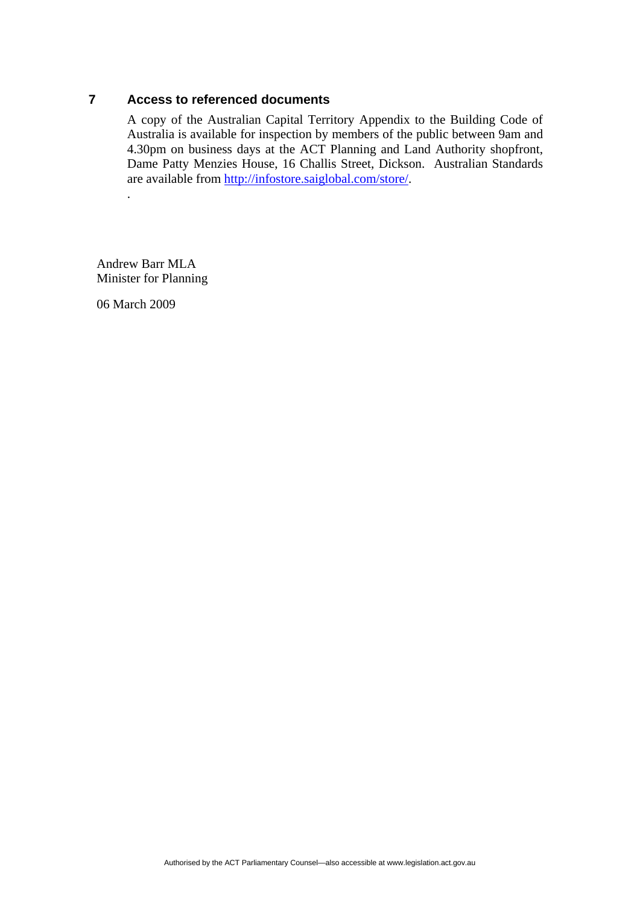## 7 Access to referenced documents

A copy of the Australian Capital Territory Appendix to the Building Code of Australia is available for inspection by members of the public between 9am and 4.30pm on business days at the ACT Planning and Land Authority shopfront, Dame Patty Menzies House, 16 Challis Street, Dickson. Australian Standards are available from http://infostore.saiglobal.com/store/.

.

Andrew Barr MLA
Minister for Planning

06 March 2009